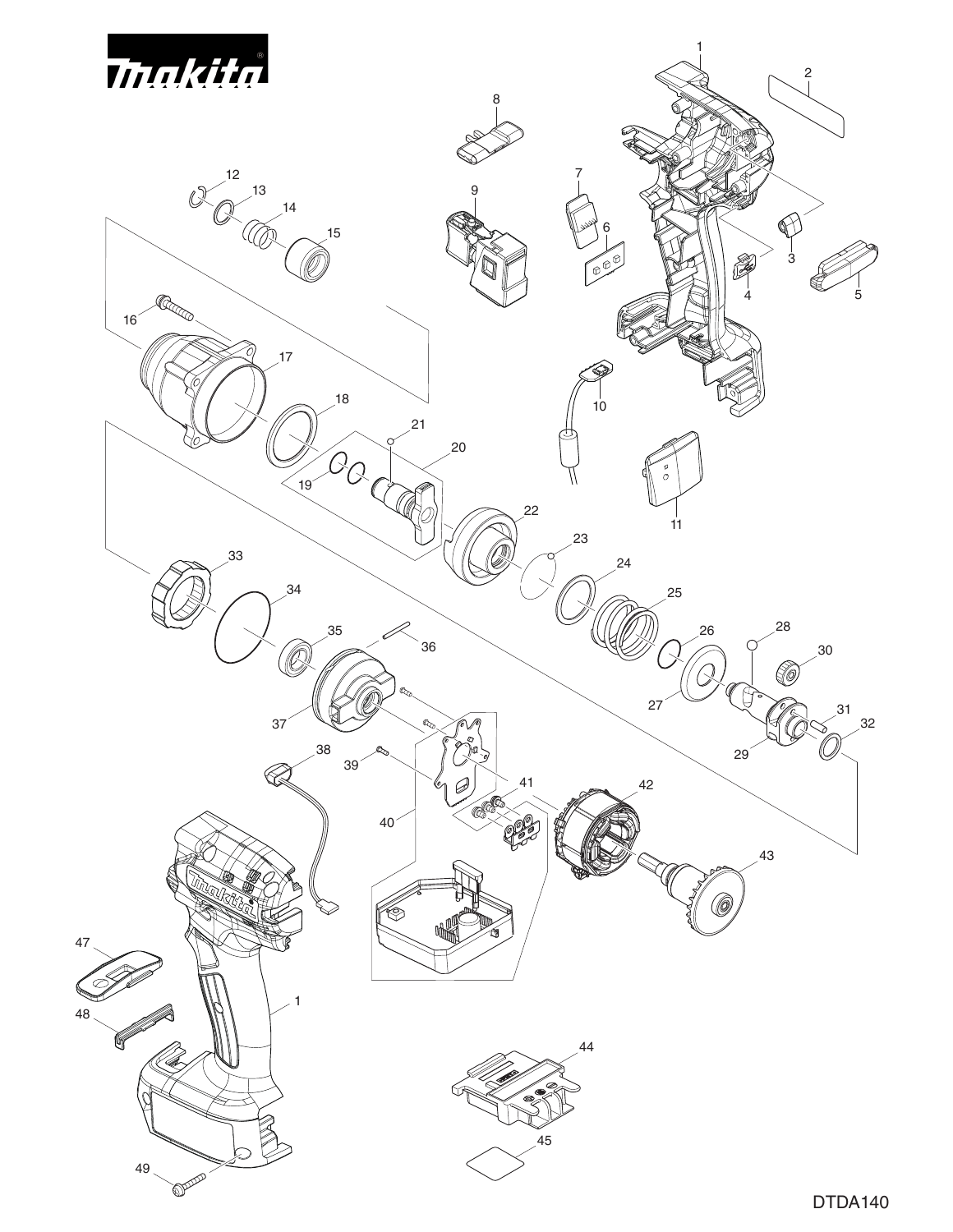makita

DTDA140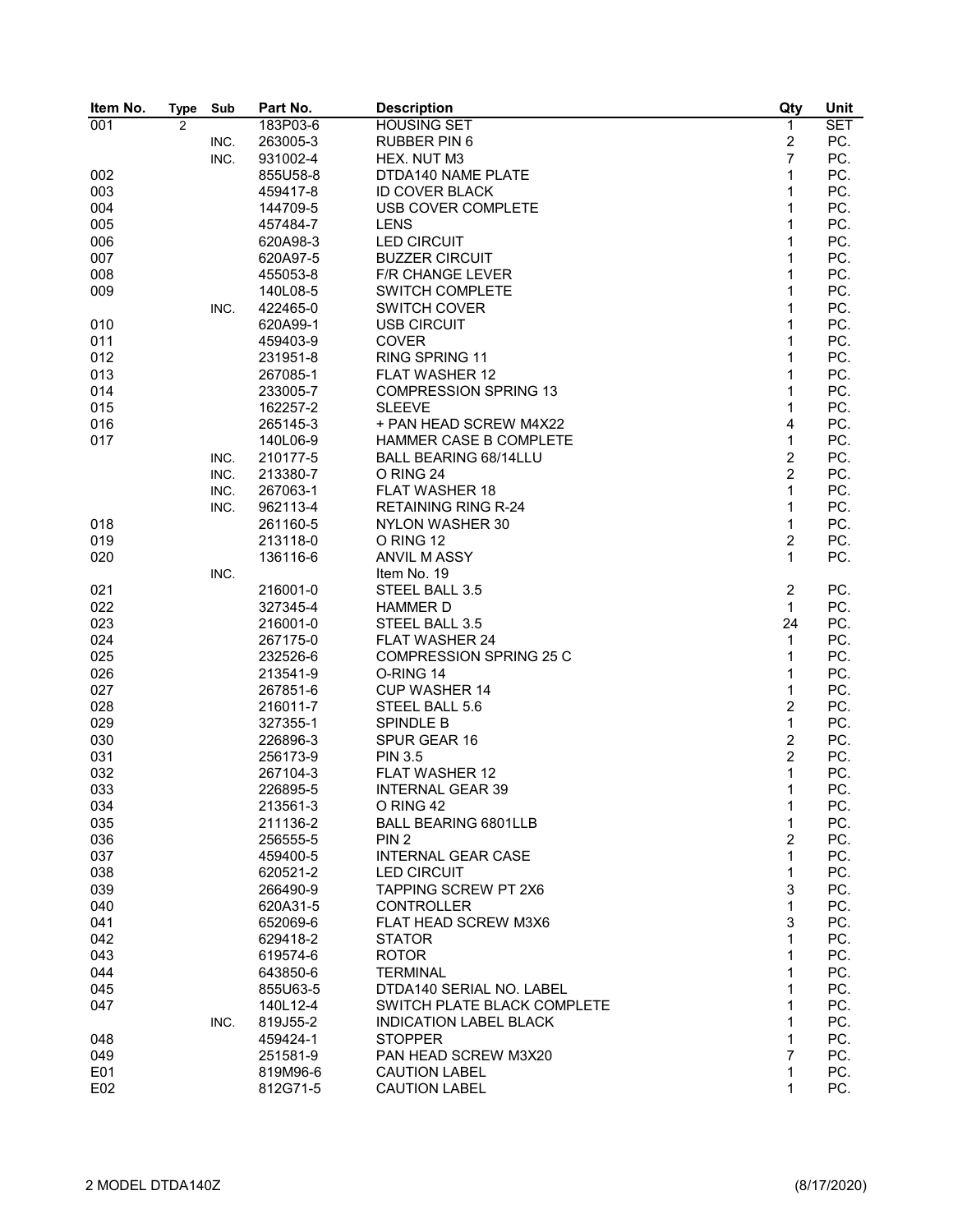| Item No. | Type | Sub | Part No. | Description | Qty | Unit |
|---|---|---|---|---|---|---|
| 001 | 2 | | 183P03-6 | HOUSING SET | 1 | SET |
| | | INC. | 263005-3 | RUBBER PIN 6 | 2 | PC. |
| | | INC. | 931002-4 | HEX. NUT M3 | 7 | PC. |
| 002 | | | 855U58-8 | DTDA140 NAME PLATE | 1 | PC. |
| 003 | | | 459417-8 | ID COVER BLACK | 1 | PC. |
| 004 | | | 144709-5 | USB COVER COMPLETE | 1 | PC. |
| 005 | | | 457484-7 | LENS | 1 | PC. |
| 006 | | | 620A98-3 | LED CIRCUIT | 1 | PC. |
| 007 | | | 620A97-5 | BUZZER CIRCUIT | 1 | PC. |
| 008 | | | 455053-8 | F/R CHANGE LEVER | 1 | PC. |
| 009 | | | 140L08-5 | SWITCH COMPLETE | 1 | PC. |
| | | INC. | 422465-0 | SWITCH COVER | 1 | PC. |
| 010 | | | 620A99-1 | USB CIRCUIT | 1 | PC. |
| 011 | | | 459403-9 | COVER | 1 | PC. |
| 012 | | | 231951-8 | RING SPRING 11 | 1 | PC. |
| 013 | | | 267085-1 | FLAT WASHER 12 | 1 | PC. |
| 014 | | | 233005-7 | COMPRESSION SPRING 13 | 1 | PC. |
| 015 | | | 162257-2 | SLEEVE | 1 | PC. |
| 016 | | | 265145-3 | + PAN HEAD SCREW M4X22 | 4 | PC. |
| 017 | | | 140L06-9 | HAMMER CASE B COMPLETE | 1 | PC. |
| | | INC. | 210177-5 | BALL BEARING 68/14LLU | 2 | PC. |
| | | INC. | 213380-7 | O RING 24 | 2 | PC. |
| | | INC. | 267063-1 | FLAT WASHER 18 | 1 | PC. |
| | | INC. | 962113-4 | RETAINING RING R-24 | 1 | PC. |
| 018 | | | 261160-5 | NYLON WASHER 30 | 1 | PC. |
| 019 | | | 213118-0 | O RING 12 | 2 | PC. |
| 020 | | | 136116-6 | ANVIL M ASSY | 1 | PC. |
| | | INC. | | Item No. 19 | | |
| 021 | | | 216001-0 | STEEL BALL 3.5 | 2 | PC. |
| 022 | | | 327345-4 | HAMMER D | 1 | PC. |
| 023 | | | 216001-0 | STEEL BALL 3.5 | 24 | PC. |
| 024 | | | 267175-0 | FLAT WASHER 24 | 1 | PC. |
| 025 | | | 232526-6 | COMPRESSION SPRING 25 C | 1 | PC. |
| 026 | | | 213541-9 | O-RING 14 | 1 | PC. |
| 027 | | | 267851-6 | CUP WASHER 14 | 1 | PC. |
| 028 | | | 216011-7 | STEEL BALL 5.6 | 2 | PC. |
| 029 | | | 327355-1 | SPINDLE B | 1 | PC. |
| 030 | | | 226896-3 | SPUR GEAR 16 | 2 | PC. |
| 031 | | | 256173-9 | PIN 3.5 | 2 | PC. |
| 032 | | | 267104-3 | FLAT WASHER 12 | 1 | PC. |
| 033 | | | 226895-5 | INTERNAL GEAR 39 | 1 | PC. |
| 034 | | | 213561-3 | O RING 42 | 1 | PC. |
| 035 | | | 211136-2 | BALL BEARING 6801LLB | 1 | PC. |
| 036 | | | 256555-5 | PIN 2 | 2 | PC. |
| 037 | | | 459400-5 | INTERNAL GEAR CASE | 1 | PC. |
| 038 | | | 620521-2 | LED CIRCUIT | 1 | PC. |
| 039 | | | 266490-9 | TAPPING SCREW PT 2X6 | 3 | PC. |
| 040 | | | 620A31-5 | CONTROLLER | 1 | PC. |
| 041 | | | 652069-6 | FLAT HEAD SCREW M3X6 | 3 | PC. |
| 042 | | | 629418-2 | STATOR | 1 | PC. |
| 043 | | | 619574-6 | ROTOR | 1 | PC. |
| 044 | | | 643850-6 | TERMINAL | 1 | PC. |
| 045 | | | 855U63-5 | DTDA140 SERIAL NO. LABEL | 1 | PC. |
| 047 | | | 140L12-4 | SWITCH PLATE BLACK COMPLETE | 1 | PC. |
| | | INC. | 819J55-2 | INDICATION LABEL BLACK | 1 | PC. |
| 048 | | | 459424-1 | STOPPER | 1 | PC. |
| 049 | | | 251581-9 | PAN HEAD SCREW M3X20 | 7 | PC. |
| E01 | | | 819M96-6 | CAUTION LABEL | 1 | PC. |
| E02 | | | 812G71-5 | CAUTION LABEL | 1 | PC. |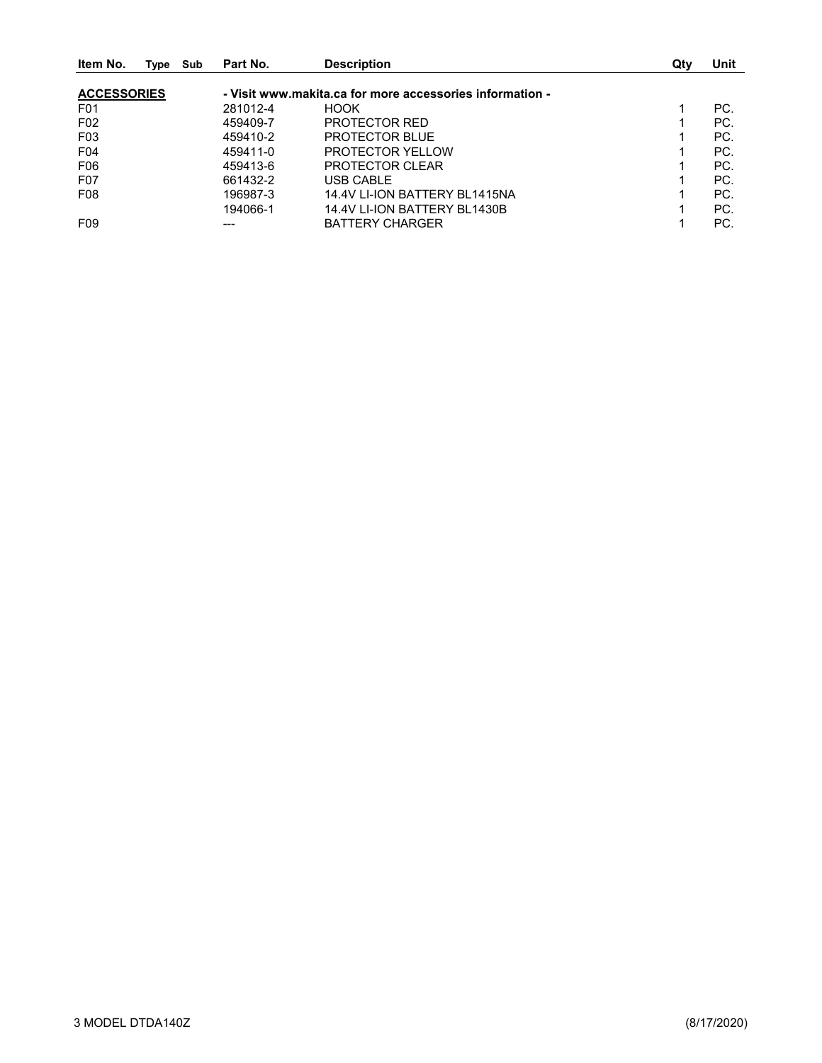| Item No. | Type | Sub | Part No. | Description | Qty | Unit |
|---|---|---|---|---|---|---|
| **ACCESSORIES** | | | | **- Visit www.makita.ca for more accessories information -** | | |
| F01 | | | 281012-4 | HOOK | 1 | PC. |
| F02 | | | 459409-7 | PROTECTOR RED | 1 | PC. |
| F03 | | | 459410-2 | PROTECTOR BLUE | 1 | PC. |
| F04 | | | 459411-0 | PROTECTOR YELLOW | 1 | PC. |
| F06 | | | 459413-6 | PROTECTOR CLEAR | 1 | PC. |
| F07 | | | 661432-2 | USB CABLE | 1 | PC. |
| F08 | | | 196987-3 | 14.4V LI-ION BATTERY BL1415NA | 1 | PC. |
| | | | 194066-1 | 14.4V LI-ION BATTERY BL1430B | 1 | PC. |
| F09 | | | --- | BATTERY CHARGER | 1 | PC. |